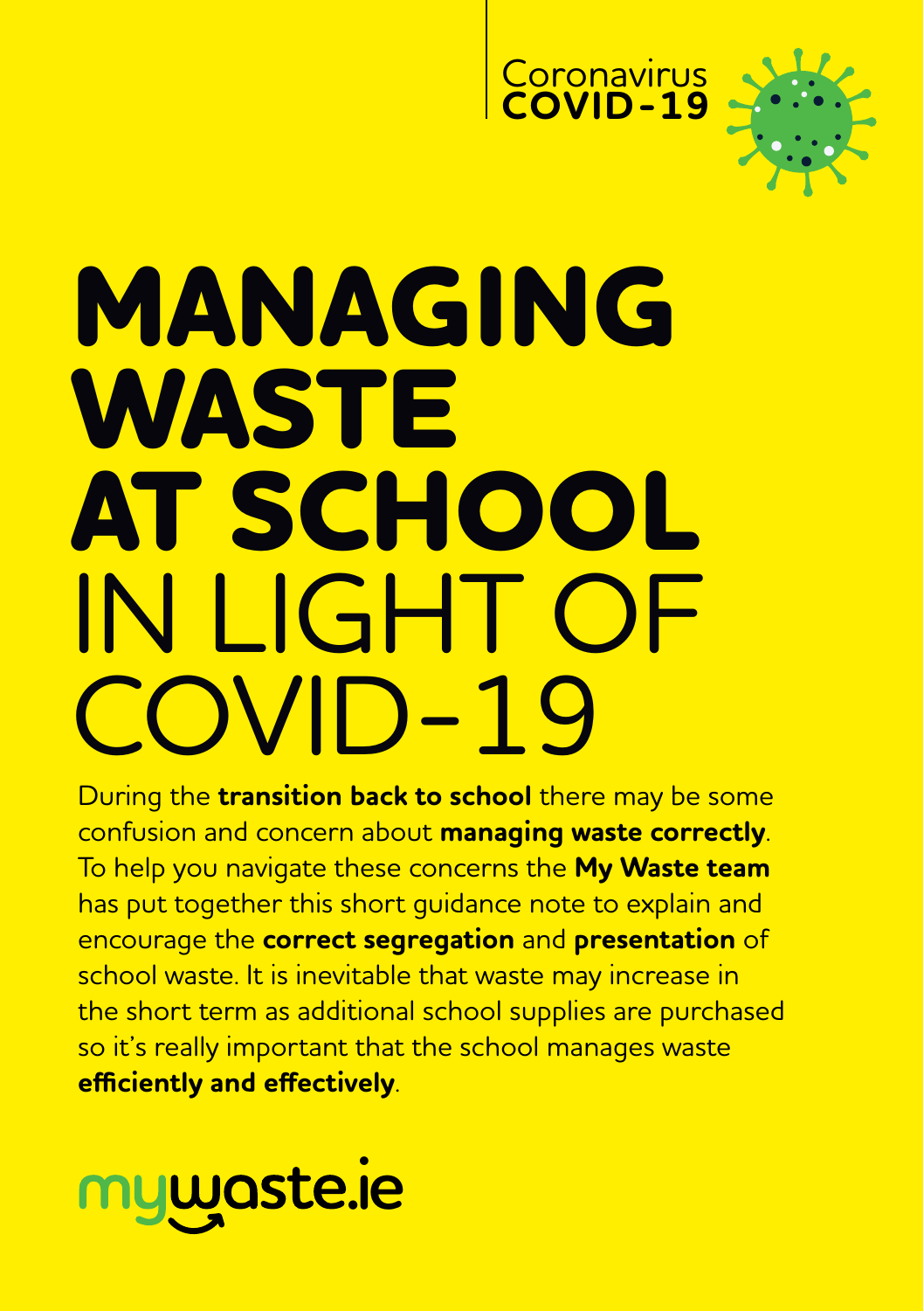Coronavirus
**COVID-19**

# MANAGING WASTE AT SCHOOL IN LIGHT OF COVID-19

During the **transition back to school** there may be some confusion and concern about **managing waste correctly**. To help you navigate these concerns the **My Waste team** has put together this short guidance note to explain and encourage the **correct segregation** and **presentation** of school waste. It is inevitable that waste may increase in the short term as additional school supplies are purchased so it's really important that the school manages waste **efficiently and effectively**.

mywaste.ie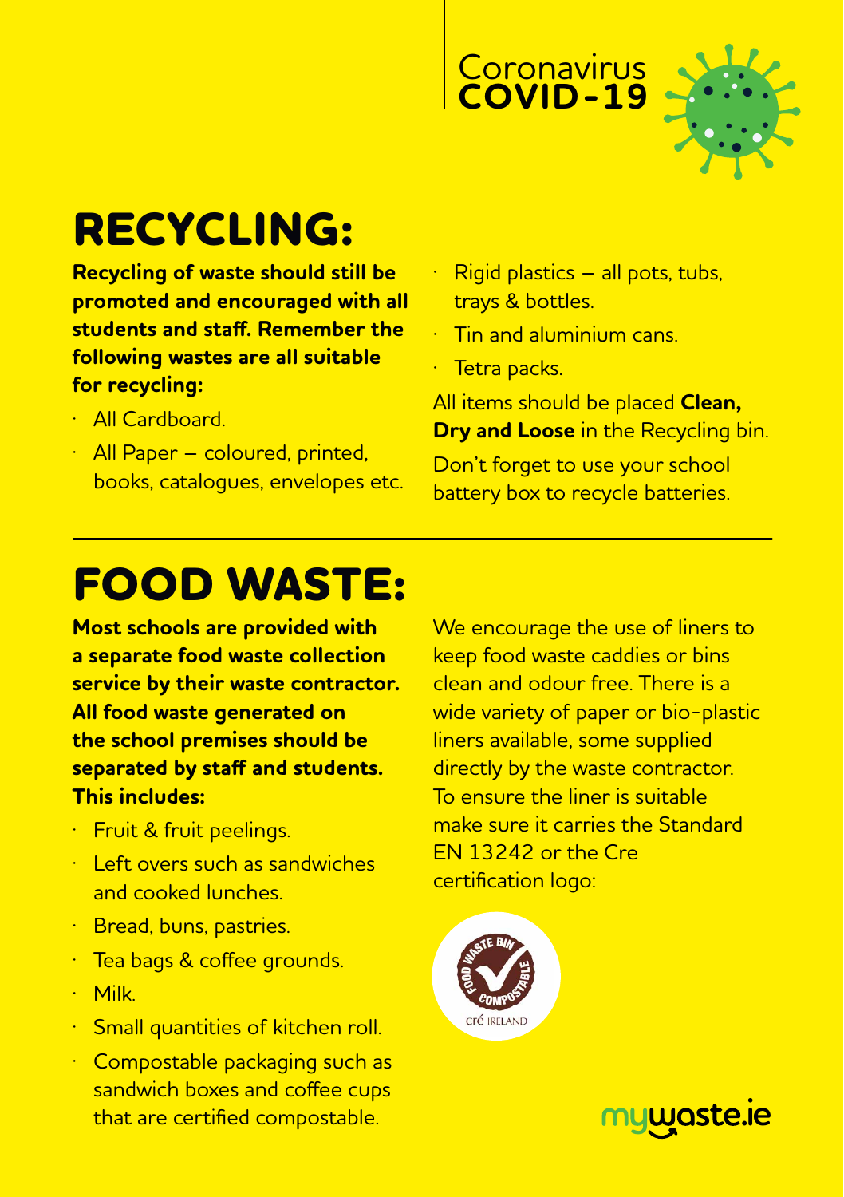Coronavirus
**COVID-19**

# RECYCLING:

**Recycling of waste should still be promoted and encouraged with all students and staff. Remember the following wastes are all suitable for recycling:**

- All Cardboard.
- All Paper – coloured, printed, books, catalogues, envelopes etc.
- Rigid plastics – all pots, tubs, trays & bottles.
- Tin and aluminium cans.
- Tetra packs.

All items should be placed **Clean, Dry and Loose** in the Recycling bin.

Don't forget to use your school battery box to recycle batteries.

# FOOD WASTE:

**Most schools are provided with a separate food waste collection service by their waste contractor. All food waste generated on the school premises should be separated by staff and students. This includes:**

- Fruit & fruit peelings.
- Left overs such as sandwiches and cooked lunches.
- Bread, buns, pastries.
- Tea bags & coffee grounds.
- Milk.
- Small quantities of kitchen roll.
- Compostable packaging such as sandwich boxes and coffee cups that are certified compostable.

We encourage the use of liners to keep food waste caddies or bins clean and odour free. There is a wide variety of paper or bio-plastic liners available, some supplied directly by the waste contractor. To ensure the liner is suitable make sure it carries the Standard EN 13242 or the Cre certification logo:

FOOD WASTE BIN COMPOSTABLE
cré IRELAND

mywaste.ie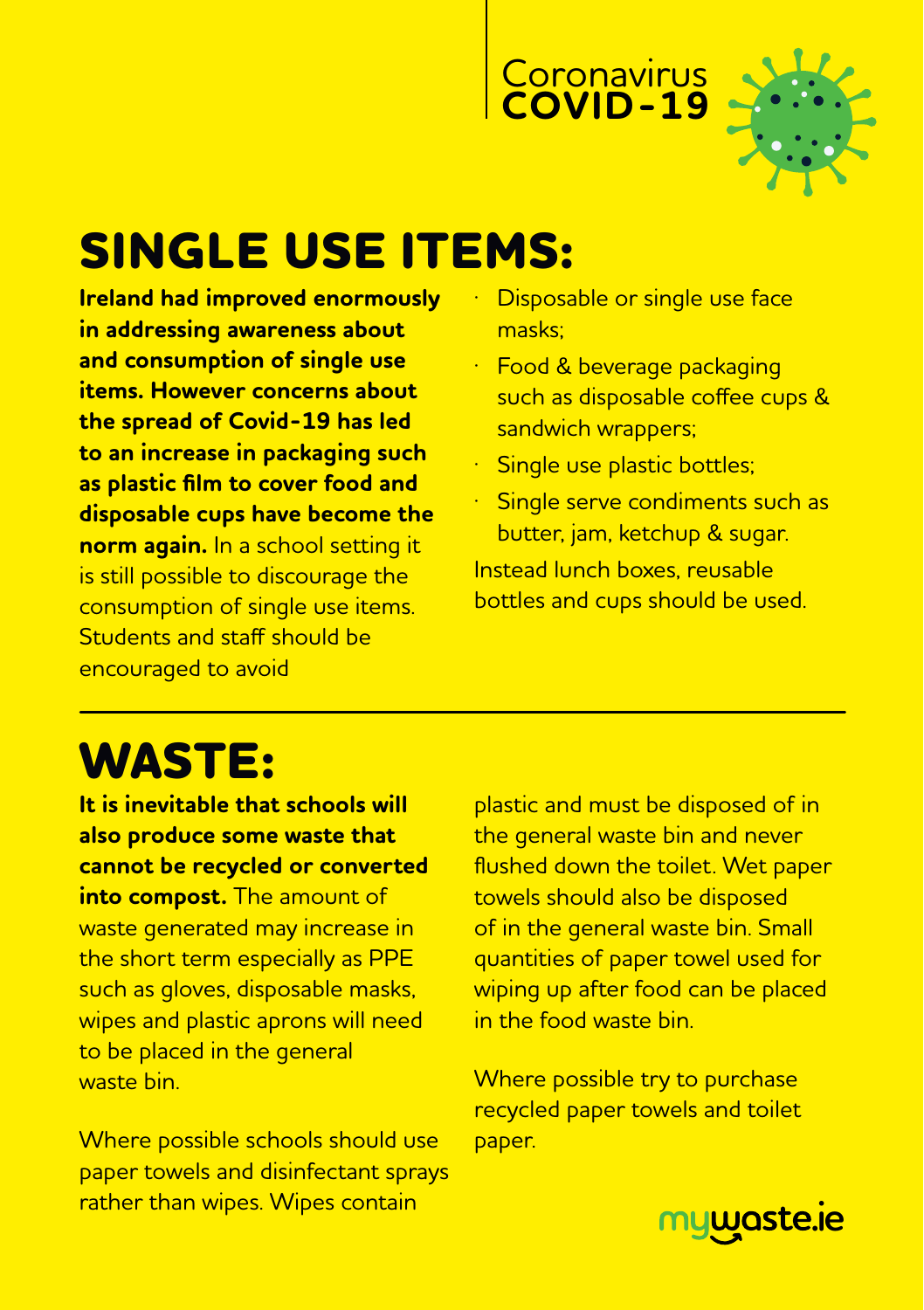Coronavirus
**COVID-19**

# SINGLE USE ITEMS:

**Ireland had improved enormously in addressing awareness about and consumption of single use items. However concerns about the spread of Covid-19 has led to an increase in packaging such as plastic film to cover food and disposable cups have become the norm again.** In a school setting it is still possible to discourage the consumption of single use items. Students and staff should be encouraged to avoid

- Disposable or single use face masks;
- Food & beverage packaging such as disposable coffee cups & sandwich wrappers;
- Single use plastic bottles;
- Single serve condiments such as butter, jam, ketchup & sugar.

Instead lunch boxes, reusable bottles and cups should be used.

# WASTE:

**It is inevitable that schools will also produce some waste that cannot be recycled or converted into compost.** The amount of waste generated may increase in the short term especially as PPE such as gloves, disposable masks, wipes and plastic aprons will need to be placed in the general waste bin.

Where possible schools should use paper towels and disinfectant sprays rather than wipes. Wipes contain plastic and must be disposed of in the general waste bin and never flushed down the toilet. Wet paper towels should also be disposed of in the general waste bin. Small quantities of paper towel used for wiping up after food can be placed in the food waste bin.

Where possible try to purchase recycled paper towels and toilet paper.

mywaste.ie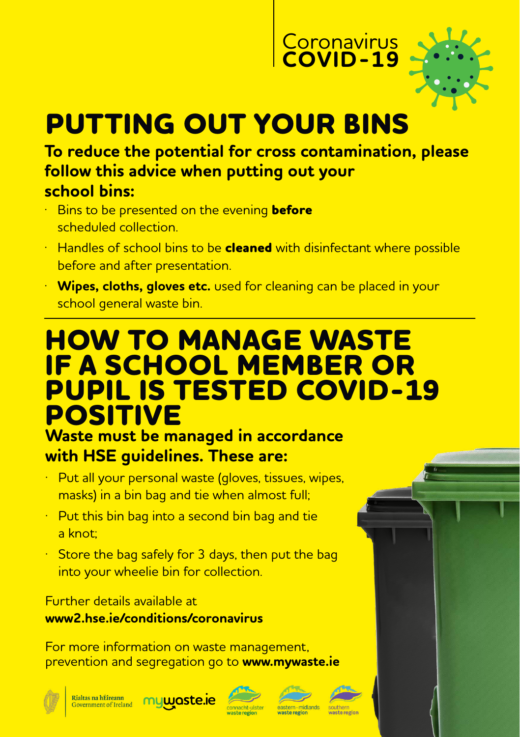Coronavirus
**COVID-19**

# PUTTING OUT YOUR BINS

**To reduce the potential for cross contamination, please follow this advice when putting out your school bins:**

- Bins to be presented on the evening **before** scheduled collection.
- Handles of school bins to be **cleaned** with disinfectant where possible before and after presentation.
- **Wipes, cloths, gloves etc.** used for cleaning can be placed in your school general waste bin.

---

# HOW TO MANAGE WASTE IF A SCHOOL MEMBER OR PUPIL IS TESTED COVID-19 POSITIVE

**Waste must be managed in accordance with HSE guidelines. These are:**

- Put all your personal waste (gloves, tissues, wipes, masks) in a bin bag and tie when almost full;
- Put this bin bag into a second bin bag and tie a knot;
- Store the bag safely for 3 days, then put the bag into your wheelie bin for collection.

Further details available at
**www2.hse.ie/conditions/coronavirus**

For more information on waste management, prevention and segregation go to **www.mywaste.ie**

Rialtas na hÉireann
Government of Ireland

mywaste.ie

connacht-ulster waste region

eastern-midlands waste region

southern waste region